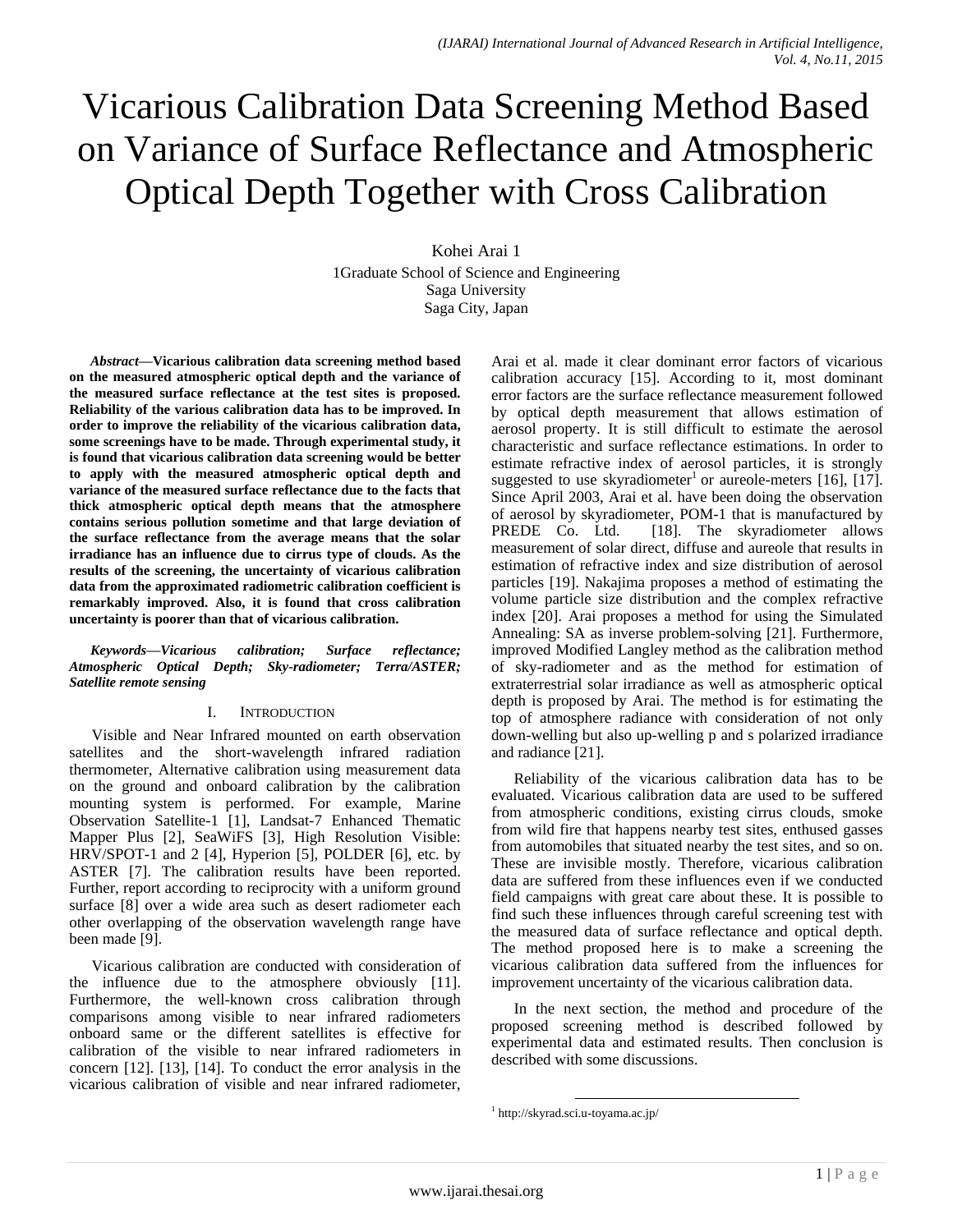# Vicarious Calibration Data Screening Method Based on Variance of Surface Reflectance and Atmospheric Optical Depth Together with Cross Calibration

Kohei Arai 1

1Graduate School of Science and Engineering
Saga University
Saga City, Japan

***Abstract*—Vicarious calibration data screening method based on the measured atmospheric optical depth and the variance of the measured surface reflectance at the test sites is proposed. Reliability of the various calibration data has to be improved. In order to improve the reliability of the vicarious calibration data, some screenings have to be made. Through experimental study, it is found that vicarious calibration data screening would be better to apply with the measured atmospheric optical depth and variance of the measured surface reflectance due to the facts that thick atmospheric optical depth means that the atmosphere contains serious pollution sometime and that large deviation of the surface reflectance from the average means that the solar irradiance has an influence due to cirrus type of clouds. As the results of the screening, the uncertainty of vicarious calibration data from the approximated radiometric calibration coefficient is remarkably improved. Also, it is found that cross calibration uncertainty is poorer than that of vicarious calibration.**

***Keywords*—*Vicarious calibration; Surface reflectance; Atmospheric Optical Depth; Sky-radiometer; Terra/ASTER; Satellite remote sensing***

## I. Introduction

Visible and Near Infrared mounted on earth observation satellites and the short-wavelength infrared radiation thermometer, Alternative calibration using measurement data on the ground and onboard calibration by the calibration mounting system is performed. For example, Marine Observation Satellite-1 [1], Landsat-7 Enhanced Thematic Mapper Plus [2], SeaWiFS [3], High Resolution Visible: HRV/SPOT-1 and 2 [4], Hyperion [5], POLDER [6], etc. by ASTER [7]. The calibration results have been reported. Further, report according to reciprocity with a uniform ground surface [8] over a wide area such as desert radiometer each other overlapping of the observation wavelength range have been made [9].

Vicarious calibration are conducted with consideration of the influence due to the atmosphere obviously [11]. Furthermore, the well-known cross calibration through comparisons among visible to near infrared radiometers onboard same or the different satellites is effective for calibration of the visible to near infrared radiometers in concern [12]. [13], [14]. To conduct the error analysis in the vicarious calibration of visible and near infrared radiometer, Arai et al. made it clear dominant error factors of vicarious calibration accuracy [15]. According to it, most dominant error factors are the surface reflectance measurement followed by optical depth measurement that allows estimation of aerosol property. It is still difficult to estimate the aerosol characteristic and surface reflectance estimations. In order to estimate refractive index of aerosol particles, it is strongly suggested to use skyradiometer[1] or aureole-meters [16], [17]. Since April 2003, Arai et al. have been doing the observation of aerosol by skyradiometer, POM-1 that is manufactured by PREDE Co. Ltd. [18]. The skyradiometer allows measurement of solar direct, diffuse and aureole that results in estimation of refractive index and size distribution of aerosol particles [19]. Nakajima proposes a method of estimating the volume particle size distribution and the complex refractive index [20]. Arai proposes a method for using the Simulated Annealing: SA as inverse problem-solving [21]. Furthermore, improved Modified Langley method as the calibration method of sky-radiometer and as the method for estimation of extraterrestrial solar irradiance as well as atmospheric optical depth is proposed by Arai. The method is for estimating the top of atmosphere radiance with consideration of not only down-welling but also up-welling p and s polarized irradiance and radiance [21].

Reliability of the vicarious calibration data has to be evaluated. Vicarious calibration data are used to be suffered from atmospheric conditions, existing cirrus clouds, smoke from wild fire that happens nearby test sites, enthused gasses from automobiles that situated nearby the test sites, and so on. These are invisible mostly. Therefore, vicarious calibration data are suffered from these influences even if we conducted field campaigns with great care about these. It is possible to find such these influences through careful screening test with the measured data of surface reflectance and optical depth. The method proposed here is to make a screening the vicarious calibration data suffered from the influences for improvement uncertainty of the vicarious calibration data.

In the next section, the method and procedure of the proposed screening method is described followed by experimental data and estimated results. Then conclusion is described with some discussions.

[1] http://skyrad.sci.u-toyama.ac.jp/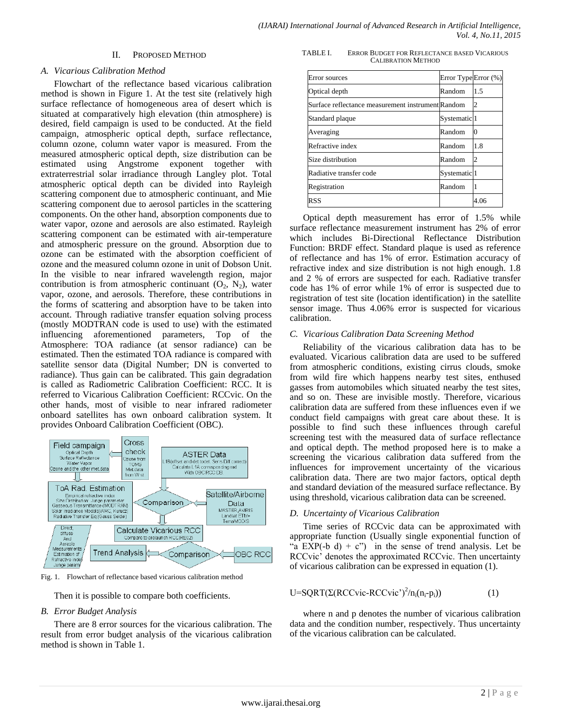## II. PROPOSED METHOD

### A. Vicarious Calibration Method

Flowchart of the reflectance based vicarious calibration method is shown in Figure 1. At the test site (relatively high surface reflectance of homogeneous area of desert which is situated at comparatively high elevation (thin atmosphere) is desired, field campaign is used to be conducted. At the field campaign, atmospheric optical depth, surface reflectance, column ozone, column water vapor is measured. From the measured atmospheric optical depth, size distribution can be estimated using Angstrome exponent together with extraterrestrial solar irradiance through Langley plot. Total atmospheric optical depth can be divided into Rayleigh scattering component due to atmospheric continuant, and Mie scattering component due to aerosol particles in the scattering components. On the other hand, absorption components due to water vapor, ozone and aerosols are also estimated. Rayleigh scattering component can be estimated with air-temperature and atmospheric pressure on the ground. Absorption due to ozone can be estimated with the absorption coefficient of ozone and the measured column ozone in unit of Dobson Unit. In the visible to near infrared wavelength region, major contribution is from atmospheric continuant ($O_2$, $N_2$), water vapor, ozone, and aerosols. Therefore, these contributions in the forms of scattering and absorption have to be taken into account. Through radiative transfer equation solving process (mostly MODTRAN code is used to use) with the estimated influencing aforementioned parameters, Top of the Atmosphere: TOA radiance (at sensor radiance) can be estimated. Then the estimated TOA radiance is compared with satellite sensor data (Digital Number; DN is converted to radiance). Thus gain can be calibrated. This gain degradation is called as Radiometric Calibration Coefficient: RCC. It is referred to Vicarious Calibration Coefficient: RCCvic. On the other hands, most of visible to near infrared radiometer onboard satellites has own onboard calibration system. It provides Onboard Calibration Coefficient (OBC).

Fig. 1. Flowchart of reflectance based vicarious calibration method

Then it is possible to compare both coefficients.

### B. Error Budget Analysis

There are 8 error sources for the vicarious calibration. The result from error budget analysis of the vicarious calibration method is shown in Table 1.

TABLE I. ERROR BUDGET FOR REFLECTANCE BASED VICARIOUS CALIBRATION METHOD

| Error sources | Error Type | Error (%) |
|---|---|---|
| Optical depth | Random | 1.5 |
| Surface reflectance measurement instrument | Random | 2 |
| Standard plaque | Systematic | 1 |
| Averaging | Random | 0 |
| Refractive index | Random | 1.8 |
| Size distribution | Random | 2 |
| Radiative transfer code | Systematic | 1 |
| Registration | Random | 1 |
| RSS | | 4.06 |

Optical depth measurement has error of 1.5% while surface reflectance measurement instrument has 2% of error which includes Bi-Directional Reflectance Distribution Function: BRDF effect. Standard plaque is used as reference of reflectance and has 1% of error. Estimation accuracy of refractive index and size distribution is not high enough. 1.8 and 2 % of errors are suspected for each. Radiative transfer code has 1% of error while 1% of error is suspected due to registration of test site (location identification) in the satellite sensor image. Thus 4.06% error is suspected for vicarious calibration.

### C. Vicarious Calibration Data Screening Method

Reliability of the vicarious calibration data has to be evaluated. Vicarious calibration data are used to be suffered from atmospheric conditions, existing cirrus clouds, smoke from wild fire which happens nearby test sites, enthused gasses from automobiles which situated nearby the test sites, and so on. These are invisible mostly. Therefore, vicarious calibration data are suffered from these influences even if we conduct field campaigns with great care about these. It is possible to find such these influences through careful screening test with the measured data of surface reflectance and optical depth. The method proposed here is to make a screening the vicarious calibration data suffered from the influences for improvement uncertainty of the vicarious calibration data. There are two major factors, optical depth and standard deviation of the measured surface reflectance. By using threshold, vicarious calibration data can be screened.

### D. Uncertainty of Vicarious Calibration

Time series of RCCvic data can be approximated with appropriate function (Usually single exponential function of "a EXP(-b d) + c") in the sense of trend analysis. Let be RCCvic' denotes the approximated RCCvic. Then uncertainty of vicarious calibration can be expressed in equation (1).

$$U=SQRT(\Sigma(RCCvic-RCCvic')^2/n_i(n_i-p_i)) \quad (1)$$

where n and p denotes the number of vicarious calibration data and the condition number, respectively. Thus uncertainty of the vicarious calibration can be calculated.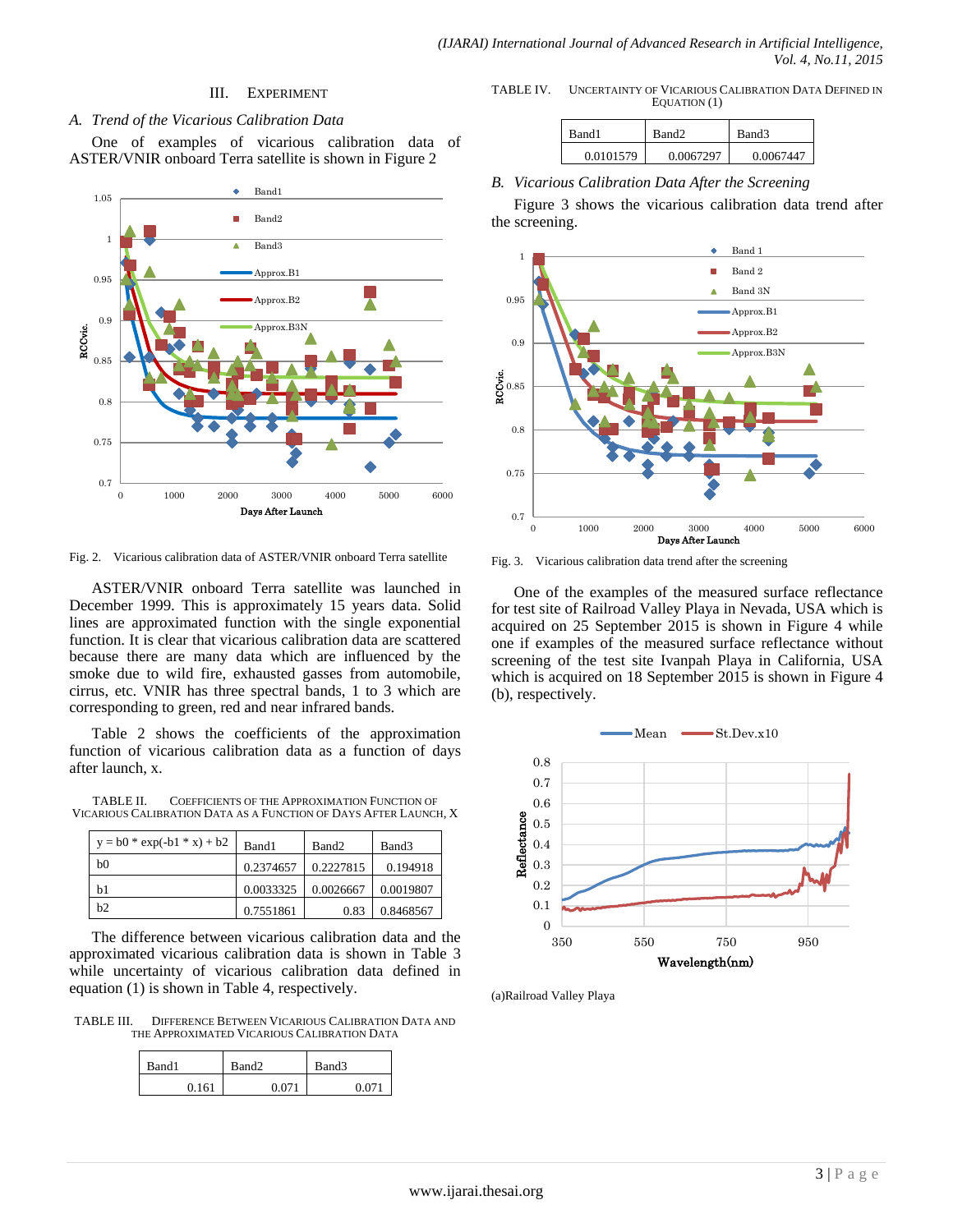## III. EXPERIMENT

### *A. Trend of the Vicarious Calibration Data*

One of examples of vicarious calibration data of ASTER/VNIR onboard Terra satellite is shown in Figure 2

Fig. 2. Vicarious calibration data of ASTER/VNIR onboard Terra satellite

ASTER/VNIR onboard Terra satellite was launched in December 1999. This is approximately 15 years data. Solid lines are approximated function with the single exponential function. It is clear that vicarious calibration data are scattered because there are many data which are influenced by the smoke due to wild fire, exhausted gasses from automobile, cirrus, etc. VNIR has three spectral bands, 1 to 3 which are corresponding to green, red and near infrared bands.

Table 2 shows the coefficients of the approximation function of vicarious calibration data as a function of days after launch, x.

TABLE II. COEFFICIENTS OF THE APPROXIMATION FUNCTION OF VICARIOUS CALIBRATION DATA AS A FUNCTION OF DAYS AFTER LAUNCH, X

| y = b0 * exp(-b1 * x) + b2 | Band1 | Band2 | Band3 |
|---|---|---|---|
| b0 | 0.2374657 | 0.2227815 | 0.194918 |
| b1 | 0.0033325 | 0.0026667 | 0.0019807 |
| b2 | 0.7551861 | 0.83 | 0.8468567 |

The difference between vicarious calibration data and the approximated vicarious calibration data is shown in Table 3 while uncertainty of vicarious calibration data defined in equation (1) is shown in Table 4, respectively.

TABLE III. DIFFERENCE BETWEEN VICARIOUS CALIBRATION DATA AND THE APPROXIMATED VICARIOUS CALIBRATION DATA

| Band1 | Band2 | Band3 |
|---|---|---|
| 0.161 | 0.071 | 0.071 |

TABLE IV. UNCERTAINTY OF VICARIOUS CALIBRATION DATA DEFINED IN EQUATION (1)

| Band1 | Band2 | Band3 |
|---|---|---|
| 0.0101579 | 0.0067297 | 0.0067447 |

### *B. Vicarious Calibration Data After the Screening*

Figure 3 shows the vicarious calibration data trend after the screening.

Fig. 3. Vicarious calibration data trend after the screening

One of the examples of the measured surface reflectance for test site of Railroad Valley Playa in Nevada, USA which is acquired on 25 September 2015 is shown in Figure 4 while one if examples of the measured surface reflectance without screening of the test site Ivanpah Playa in California, USA which is acquired on 18 September 2015 is shown in Figure 4 (b), respectively.

(a)Railroad Valley Playa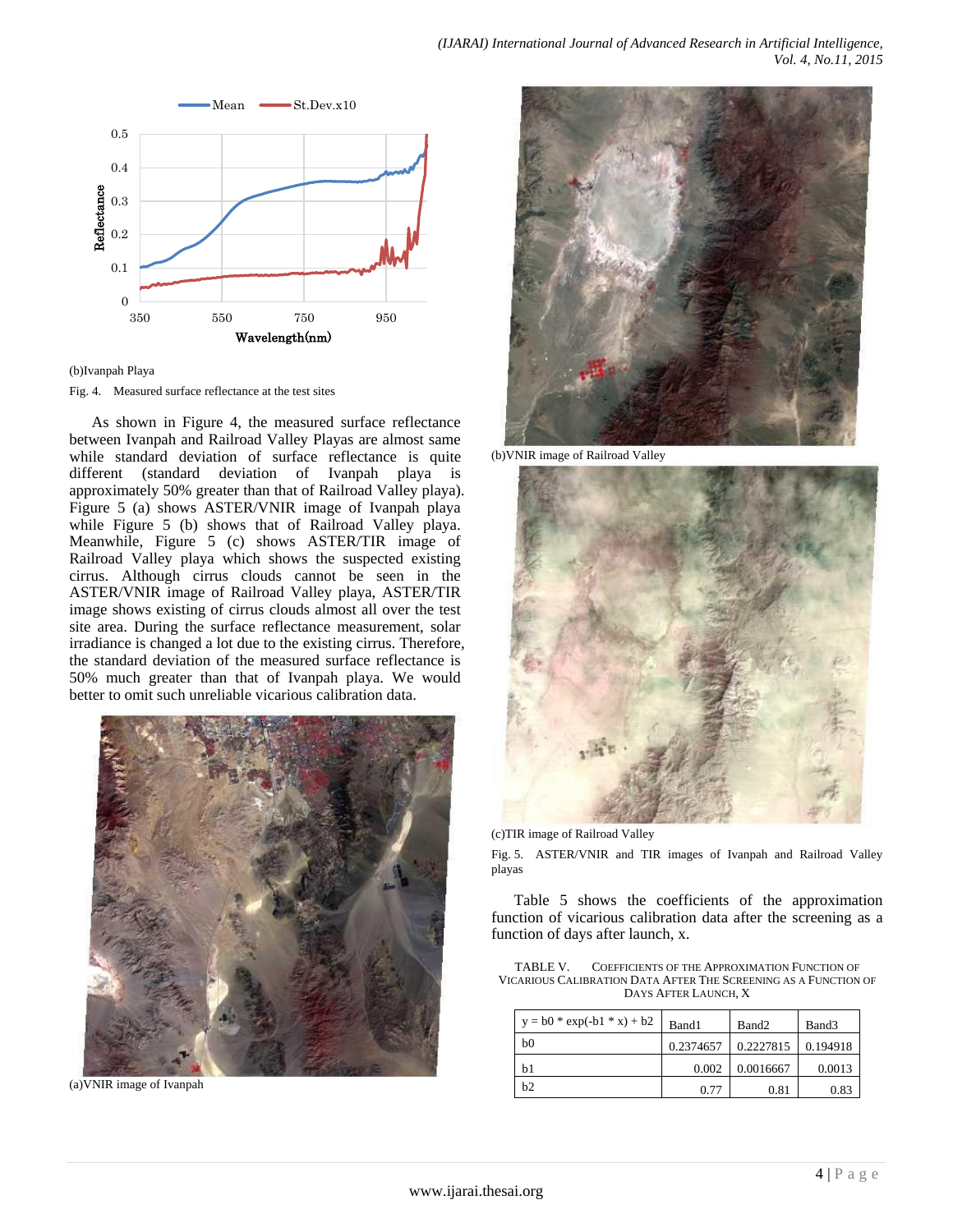(b)Ivanpah Playa

Fig. 4. Measured surface reflectance at the test sites

As shown in Figure 4, the measured surface reflectance between Ivanpah and Railroad Valley Playas are almost same while standard deviation of surface reflectance is quite different (standard deviation of Ivanpah playa is approximately 50% greater than that of Railroad Valley playa). Figure 5 (a) shows ASTER/VNIR image of Ivanpah playa while Figure 5 (b) shows that of Railroad Valley playa. Meanwhile, Figure 5 (c) shows ASTER/TIR image of Railroad Valley playa which shows the suspected existing cirrus. Although cirrus clouds cannot be seen in the ASTER/VNIR image of Railroad Valley playa, ASTER/TIR image shows existing of cirrus clouds almost all over the test site area. During the surface reflectance measurement, solar irradiance is changed a lot due to the existing cirrus. Therefore, the standard deviation of the measured surface reflectance is 50% much greater than that of Ivanpah playa. We would better to omit such unreliable vicarious calibration data.

(a)VNIR image of Ivanpah

(b)VNIR image of Railroad Valley

(c)TIR image of Railroad Valley

Fig. 5. ASTER/VNIR and TIR images of Ivanpah and Railroad Valley playas

Table 5 shows the coefficients of the approximation function of vicarious calibration data after the screening as a function of days after launch, x.

TABLE V. COEFFICIENTS OF THE APPROXIMATION FUNCTION OF VICARIOUS CALIBRATION DATA AFTER THE SCREENING AS A FUNCTION OF DAYS AFTER LAUNCH, X

| y = b0 * exp(-b1 * x) + b2 | Band1 | Band2 | Band3 |
|---|---|---|---|
| b0 | 0.2374657 | 0.2227815 | 0.194918 |
| b1 | 0.002 | 0.0016667 | 0.0013 |
| b2 | 0.77 | 0.81 | 0.83 |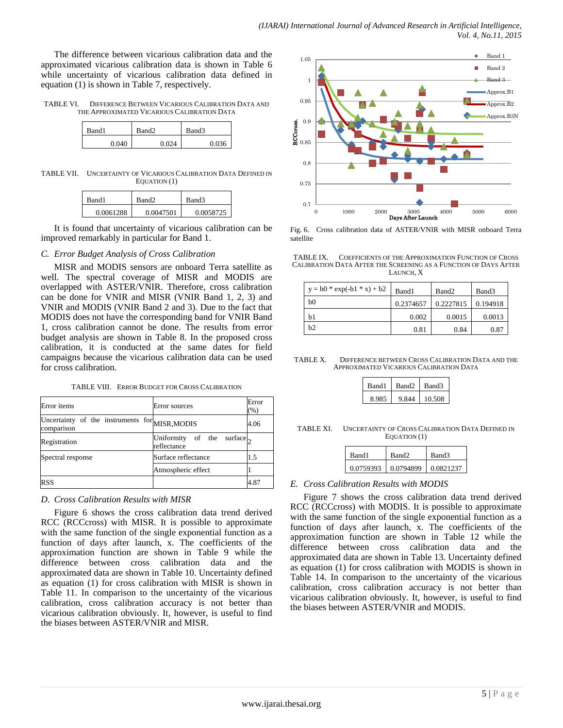The difference between vicarious calibration data and the approximated vicarious calibration data is shown in Table 6 while uncertainty of vicarious calibration data defined in equation (1) is shown in Table 7, respectively.

TABLE VI. DIFFERENCE BETWEEN VICARIOUS CALIBRATION DATA AND THE APPROXIMATED VICARIOUS CALIBRATION DATA

| Band1 | Band2 | Band3 |
|---|---|---|
| 0.040 | 0.024 | 0.036 |

TABLE VII. UNCERTAINTY OF VICARIOUS CALIBRATION DATA DEFINED IN EQUATION (1)

| Band1 | Band2 | Band3 |
|---|---|---|
| 0.0061288 | 0.0047501 | 0.0058725 |

It is found that uncertainty of vicarious calibration can be improved remarkably in particular for Band 1.

### *C. Error Budget Analysis of Cross Calibration*

MISR and MODIS sensors are onboard Terra satellite as well. The spectral coverage of MISR and MODIS are overlapped with ASTER/VNIR. Therefore, cross calibration can be done for VNIR and MISR (VNIR Band 1, 2, 3) and VNIR and MODIS (VNIR Band 2 and 3). Due to the fact that MODIS does not have the corresponding band for VNIR Band 1, cross calibration cannot be done. The results from error budget analysis are shown in Table 8. In the proposed cross calibration, it is conducted at the same dates for field campaigns because the vicarious calibration data can be used for cross calibration.

TABLE VIII. ERROR BUDGET FOR CROSS CALIBRATION

| Error items | Error sources | Error (%) |
|---|---|---|
| Uncertainty of the instruments for comparison | MISR,MODIS | 4.06 |
| Registration | Uniformity of the surface reflectance | 2 |
| Spectral response | Surface reflectance | 1.5 |
| | Atmospheric effect | 1 |
| RSS | | 4.87 |

### *D. Cross Calibration Results with MISR*

Figure 6 shows the cross calibration data trend derived RCC (RCCcross) with MISR. It is possible to approximate with the same function of the single exponential function as a function of days after launch, x. The coefficients of the approximation function are shown in Table 9 while the difference between cross calibration data and the approximated data are shown in Table 10. Uncertainty defined as equation (1) for cross calibration with MISR is shown in Table 11. In comparison to the uncertainty of the vicarious calibration, cross calibration accuracy is not better than vicarious calibration obviously. It, however, is useful to find the biases between ASTER/VNIR and MISR.

Fig. 6. Cross calibration data of ASTER/VNIR with MISR onboard Terra satellite

TABLE IX. COEFFICIENTS OF THE APPROXIMATION FUNCTION OF CROSS CALIBRATION DATA AFTER THE SCREENING AS A FUNCTION OF DAYS AFTER LAUNCH, X

| y = b0 * exp(-b1 * x) + b2 | Band1 | Band2 | Band3 |
|---|---|---|---|
| b0 | 0.2374657 | 0.2227815 | 0.194918 |
| b1 | 0.002 | 0.0015 | 0.0013 |
| b2 | 0.81 | 0.84 | 0.87 |

TABLE X. DIFFERENCE BETWEEN CROSS CALIBRATION DATA AND THE APPROXIMATED VICARIOUS CALIBRATION DATA

| Band1 | Band2 | Band3 |
|---|---|---|
| 8.985 | 9.844 | 10.508 |

TABLE XI. UNCERTAINTY OF CROSS CALIBRATION DATA DEFINED IN EQUATION (1)

| Band1 | Band2 | Band3 |
|---|---|---|
| 0.0759393 | 0.0794899 | 0.0821237 |

### *E. Cross Calibration Results with MODIS*

Figure 7 shows the cross calibration data trend derived RCC (RCCcross) with MODIS. It is possible to approximate with the same function of the single exponential function as a function of days after launch, x. The coefficients of the approximation function are shown in Table 12 while the difference between cross calibration data and the approximated data are shown in Table 13. Uncertainty defined as equation (1) for cross calibration with MODIS is shown in Table 14. In comparison to the uncertainty of the vicarious calibration, cross calibration accuracy is not better than vicarious calibration obviously. It, however, is useful to find the biases between ASTER/VNIR and MODIS.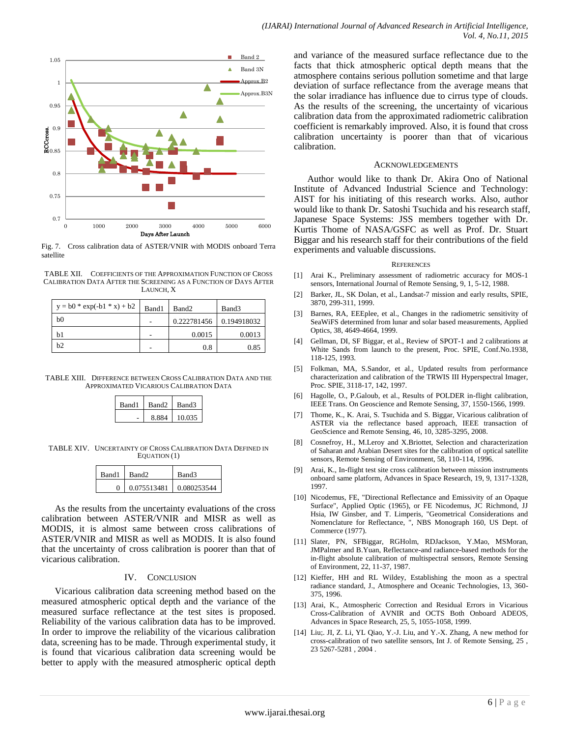1.05
1
0.95
0.9
0.85
0.8
0.75
0.7

RCCcross.

0
1000
2000
3000
4000
5000
6000

Days After Launch

Band 2
Band 3N
Approx.B2
Approx.B3N

Fig. 7. Cross calibration data of ASTER/VNIR with MODIS onboard Terra satellite

TABLE XII. COEFFICIENTS OF THE APPROXIMATION FUNCTION OF CROSS CALIBRATION DATA AFTER THE SCREENING AS A FUNCTION OF DAYS AFTER LAUNCH, X

| y = b0 * exp(-b1 * x) + b2 | Band1 | Band2 | Band3 |
|---|---|---|---|
| b0 | - | 0.222781456 | 0.194918032 |
| b1 | - | 0.0015 | 0.0013 |
| b2 | - | 0.8 | 0.85 |

TABLE XIII. DIFFERENCE BETWEEN CROSS CALIBRATION DATA AND THE APPROXIMATED VICARIOUS CALIBRATION DATA

| Band1 | Band2 | Band3 |
|---|---|---|
| - | 8.884 | 10.035 |

TABLE XIV. UNCERTAINTY OF CROSS CALIBRATION DATA DEFINED IN EQUATION (1)

| Band1 | Band2 | Band3 |
|---|---|---|
| 0 | 0.075513481 | 0.080253544 |

As the results from the uncertainty evaluations of the cross calibration between ASTER/VNIR and MISR as well as MODIS, it is almost same between cross calibrations of ASTER/VNIR and MISR as well as MODIS. It is also found that the uncertainty of cross calibration is poorer than that of vicarious calibration.

## IV. CONCLUSION

Vicarious calibration data screening method based on the measured atmospheric optical depth and the variance of the measured surface reflectance at the test sites is proposed. Reliability of the various calibration data has to be improved. In order to improve the reliability of the vicarious calibration data, screening has to be made. Through experimental study, it is found that vicarious calibration data screening would be better to apply with the measured atmospheric optical depth and variance of the measured surface reflectance due to the facts that thick atmospheric optical depth means that the atmosphere contains serious pollution sometime and that large deviation of surface reflectance from the average means that the solar irradiance has influence due to cirrus type of clouds. As the results of the screening, the uncertainty of vicarious calibration data from the approximated radiometric calibration coefficient is remarkably improved. Also, it is found that cross calibration uncertainty is poorer than that of vicarious calibration.

## ACKNOWLEDGEMENTS

Author would like to thank Dr. Akira Ono of National Institute of Advanced Industrial Science and Technology: AIST for his initiating of this research works. Also, author would like to thank Dr. Satoshi Tsuchida and his research staff, Japanese Space Systems: JSS members together with Dr. Kurtis Thome of NASA/GSFC as well as Prof. Dr. Stuart Biggar and his research staff for their contributions of the field experiments and valuable discussions.

## REFERENCES

[1] Arai K., Preliminary assessment of radiometric accuracy for MOS-1 sensors, International Journal of Remote Sensing, 9, 1, 5-12, 1988.

[2] Barker, JL, SK Dolan, et al., Landsat-7 mission and early results, SPIE, 3870, 299-311, 1999.

[3] Barnes, RA, EEEplee, et al., Changes in the radiometric sensitivity of SeaWiFS determined from lunar and solar based measurements, Applied Optics, 38, 4649-4664, 1999.

[4] Gellman, DI, SF Biggar, et al., Review of SPOT-1 and 2 calibrations at White Sands from launch to the present, Proc. SPIE, Conf.No.1938, 118-125, 1993.

[5] Folkman, MA, S.Sandor, et al., Updated results from performance characterization and calibration of the TRWIS III Hyperspectral Imager, Proc. SPIE, 3118-17, 142, 1997.

[6] Hagolle, O., P.Galoub, et al., Results of POLDER in-flight calibration, IEEE Trans. On Geoscience and Remote Sensing, 37, 1550-1566, 1999.

[7] Thome, K., K. Arai, S. Tsuchida and S. Biggar, Vicarious calibration of ASTER via the reflectance based approach, IEEE transaction of GeoScience and Remote Sensing, 46, 10, 3285-3295, 2008.

[8] Cosnefroy, H., M.Leroy and X.Briottet, Selection and characterization of Saharan and Arabian Desert sites for the calibration of optical satellite sensors, Remote Sensing of Environment, 58, 110-114, 1996.

[9] Arai, K., In-flight test site cross calibration between mission instruments onboard same platform, Advances in Space Research, 19, 9, 1317-1328, 1997.

[10] Nicodemus, FE, "Directional Reflectance and Emissivity of an Opaque Surface", Applied Optic (1965), or FE Nicodemus, JC Richmond, JJ Hsia, IW Ginsber, and T. Limperis, "Geometrical Considerations and Nomenclature for Reflectance, ", NBS Monograph 160, US Dept. of Commerce (1977).

[11] Slater, PN, SFBiggar, RGHolm, RDJackson, Y.Mao, MSMoran, JMPalmer and B.Yuan, Reflectance-and radiance-based methods for the in-flight absolute calibration of multispectral sensors, Remote Sensing of Environment, 22, 11-37, 1987.

[12] Kieffer, HH and RL Wildey, Establishing the moon as a spectral radiance standard, J., Atmosphere and Oceanic Technologies, 13, 360-375, 1996.

[13] Arai, K., Atmospheric Correction and Residual Errors in Vicarious Cross-Calibration of AVNIR and OCTS Both Onboard ADEOS, Advances in Space Research, 25, 5, 1055-1058, 1999.

[14] Liu;. JI, Z. Li, YL Qiao, Y.-J. Liu, and Y.-X. Zhang, A new method for cross-calibration of two satellite sensors, Int J. of Remote Sensing, 25 , 23 5267-5281 , 2004 .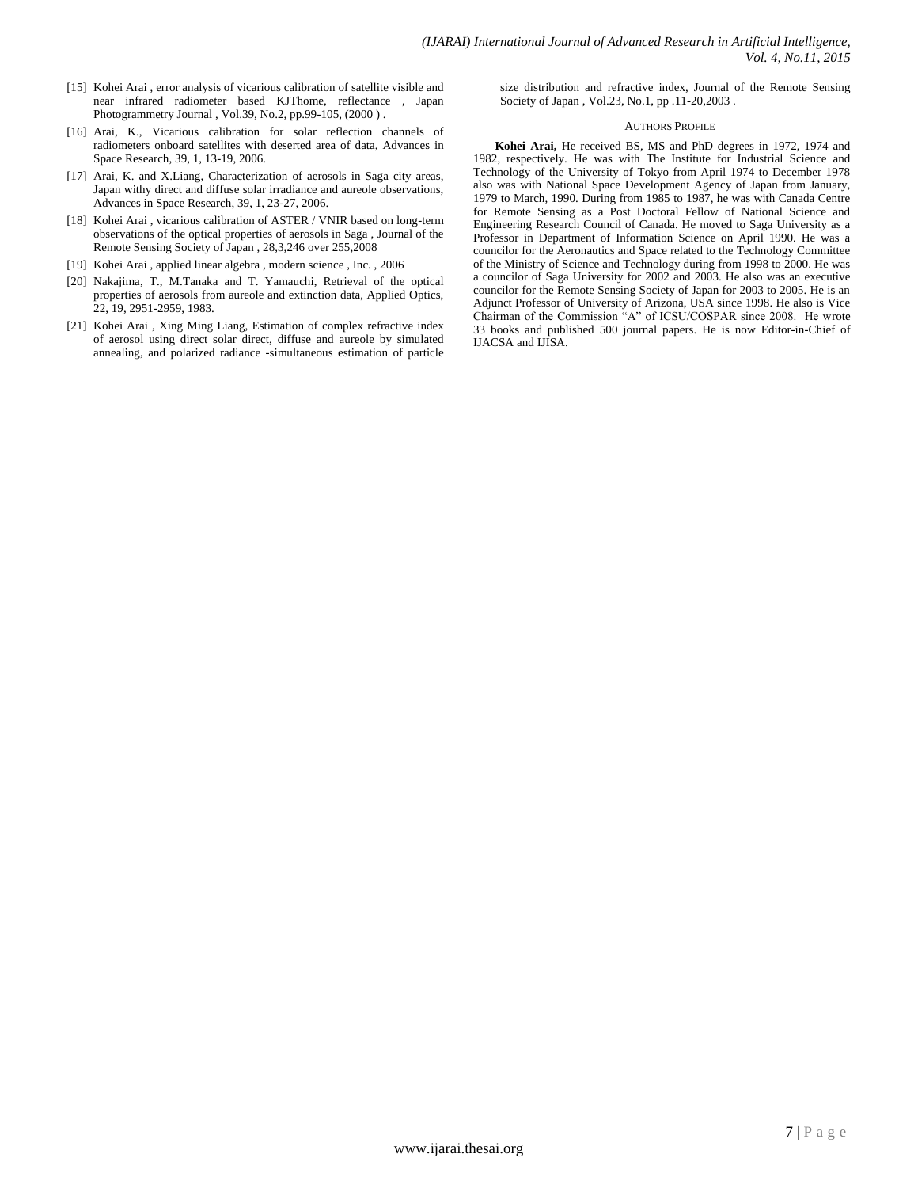[15] Kohei Arai , error analysis of vicarious calibration of satellite visible and near infrared radiometer based KJThome, reflectance , Japan Photogrammetry Journal , Vol.39, No.2, pp.99-105, (2000 ) .

[16] Arai, K., Vicarious calibration for solar reflection channels of radiometers onboard satellites with deserted area of data, Advances in Space Research, 39, 1, 13-19, 2006.

[17] Arai, K. and X.Liang, Characterization of aerosols in Saga city areas, Japan withy direct and diffuse solar irradiance and aureole observations, Advances in Space Research, 39, 1, 23-27, 2006.

[18] Kohei Arai , vicarious calibration of ASTER / VNIR based on long-term observations of the optical properties of aerosols in Saga , Journal of the Remote Sensing Society of Japan , 28,3,246 over 255,2008

[19] Kohei Arai , applied linear algebra , modern science , Inc. , 2006

[20] Nakajima, T., M.Tanaka and T. Yamauchi, Retrieval of the optical properties of aerosols from aureole and extinction data, Applied Optics, 22, 19, 2951-2959, 1983.

[21] Kohei Arai , Xing Ming Liang, Estimation of complex refractive index of aerosol using direct solar direct, diffuse and aureole by simulated annealing, and polarized radiance -simultaneous estimation of particle size distribution and refractive index, Journal of the Remote Sensing Society of Japan , Vol.23, No.1, pp .11-20,2003 .

## AUTHORS PROFILE

**Kohei Arai,** He received BS, MS and PhD degrees in 1972, 1974 and 1982, respectively. He was with The Institute for Industrial Science and Technology of the University of Tokyo from April 1974 to December 1978 also was with National Space Development Agency of Japan from January, 1979 to March, 1990. During from 1985 to 1987, he was with Canada Centre for Remote Sensing as a Post Doctoral Fellow of National Science and Engineering Research Council of Canada. He moved to Saga University as a Professor in Department of Information Science on April 1990. He was a councilor for the Aeronautics and Space related to the Technology Committee of the Ministry of Science and Technology during from 1998 to 2000. He was a councilor of Saga University for 2002 and 2003. He also was an executive councilor for the Remote Sensing Society of Japan for 2003 to 2005. He is an Adjunct Professor of University of Arizona, USA since 1998. He also is Vice Chairman of the Commission "A" of ICSU/COSPAR since 2008. He wrote 33 books and published 500 journal papers. He is now Editor-in-Chief of IJACSA and IJISA.